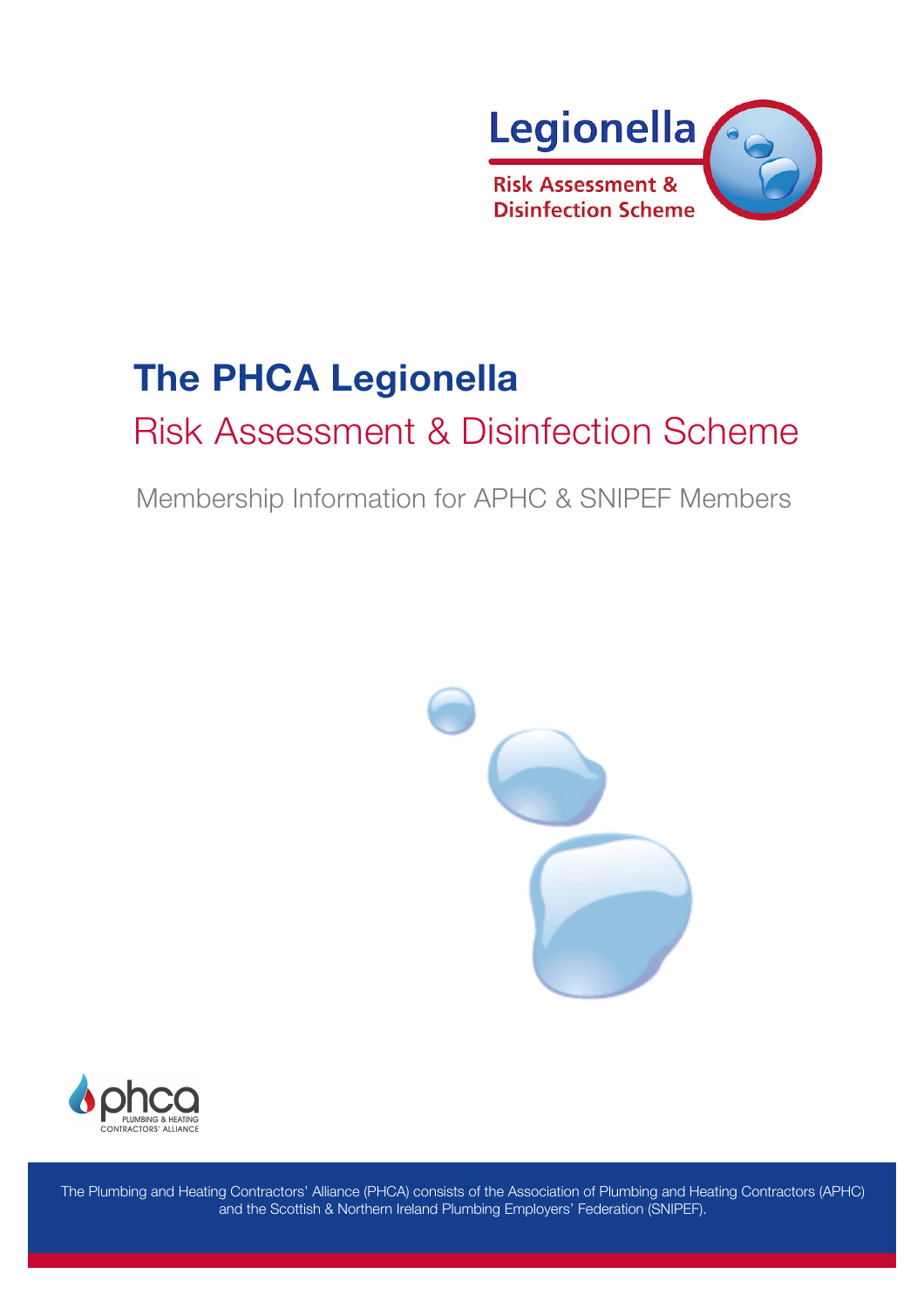Legionella

Risk Assessment & Disinfection Scheme

# The PHCA Legionella

## Risk Assessment & Disinfection Scheme

Membership Information for APHC & SNIPEF Members

phca PLUMBING & HEATING CONTRACTORS' ALLIANCE

The Plumbing and Heating Contractors' Alliance (PHCA) consists of the Association of Plumbing and Heating Contractors (APHC) and the Scottish & Northern Ireland Plumbing Employers' Federation (SNIPEF).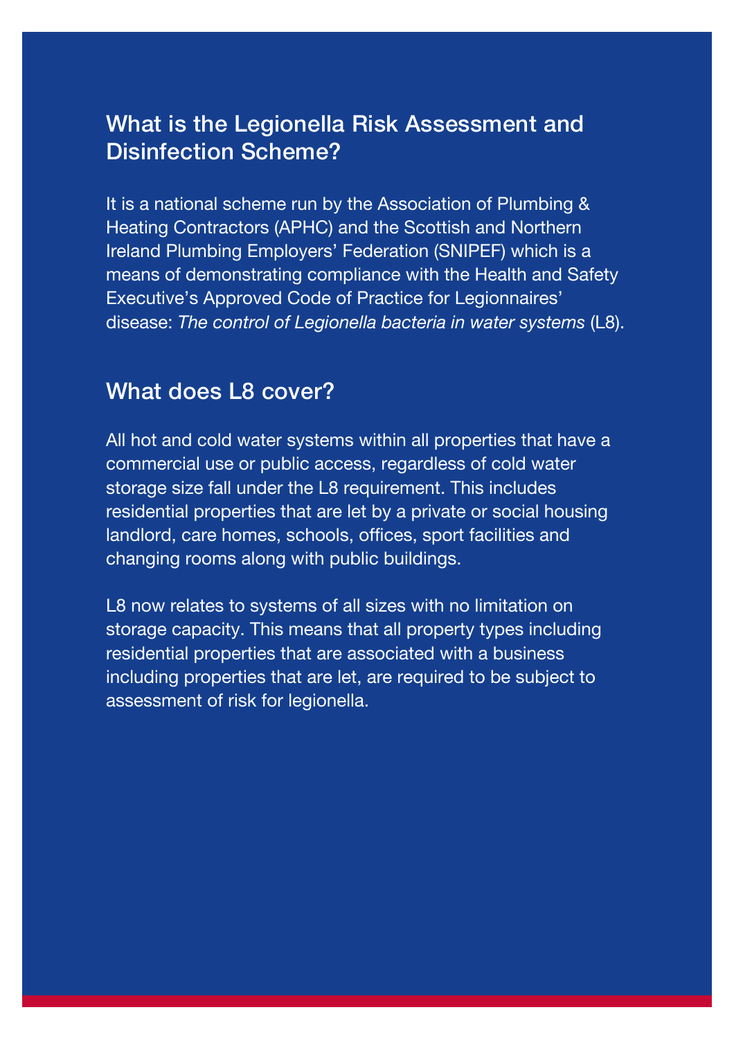## What is the Legionella Risk Assessment and Disinfection Scheme?

It is a national scheme run by the Association of Plumbing & Heating Contractors (APHC) and the Scottish and Northern Ireland Plumbing Employers' Federation (SNIPEF) which is a means of demonstrating compliance with the Health and Safety Executive's Approved Code of Practice for Legionnaires' disease: *The control of Legionella bacteria in water systems* (L8).

## What does L8 cover?

All hot and cold water systems within all properties that have a commercial use or public access, regardless of cold water storage size fall under the L8 requirement. This includes residential properties that are let by a private or social housing landlord, care homes, schools, offices, sport facilities and changing rooms along with public buildings.

L8 now relates to systems of all sizes with no limitation on storage capacity. This means that all property types including residential properties that are associated with a business including properties that are let, are required to be subject to assessment of risk for legionella.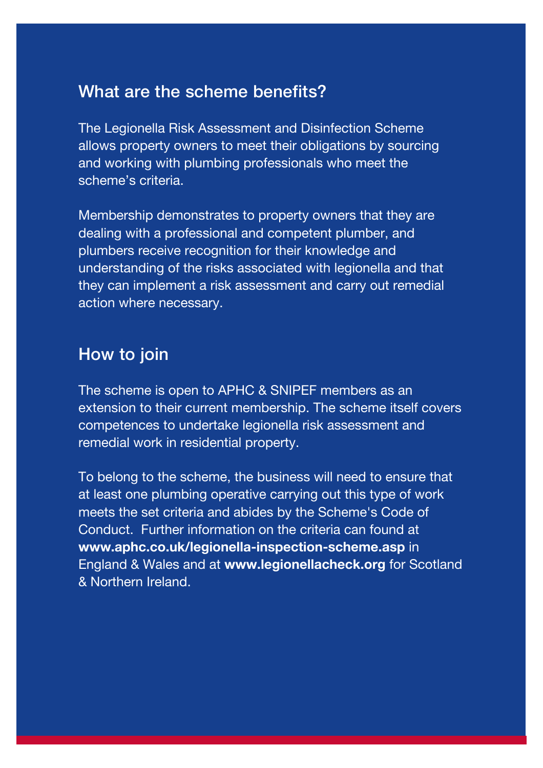## What are the scheme benefits?

The Legionella Risk Assessment and Disinfection Scheme allows property owners to meet their obligations by sourcing and working with plumbing professionals who meet the scheme's criteria.

Membership demonstrates to property owners that they are dealing with a professional and competent plumber, and plumbers receive recognition for their knowledge and understanding of the risks associated with legionella and that they can implement a risk assessment and carry out remedial action where necessary.

## How to join

The scheme is open to APHC & SNIPEF members as an extension to their current membership. The scheme itself covers competences to undertake legionella risk assessment and remedial work in residential property.

To belong to the scheme, the business will need to ensure that at least one plumbing operative carrying out this type of work meets the set criteria and abides by the Scheme's Code of Conduct. Further information on the criteria can found at **www.aphc.co.uk/legionella-inspection-scheme.asp** in England & Wales and at **www.legionellacheck.org** for Scotland & Northern Ireland.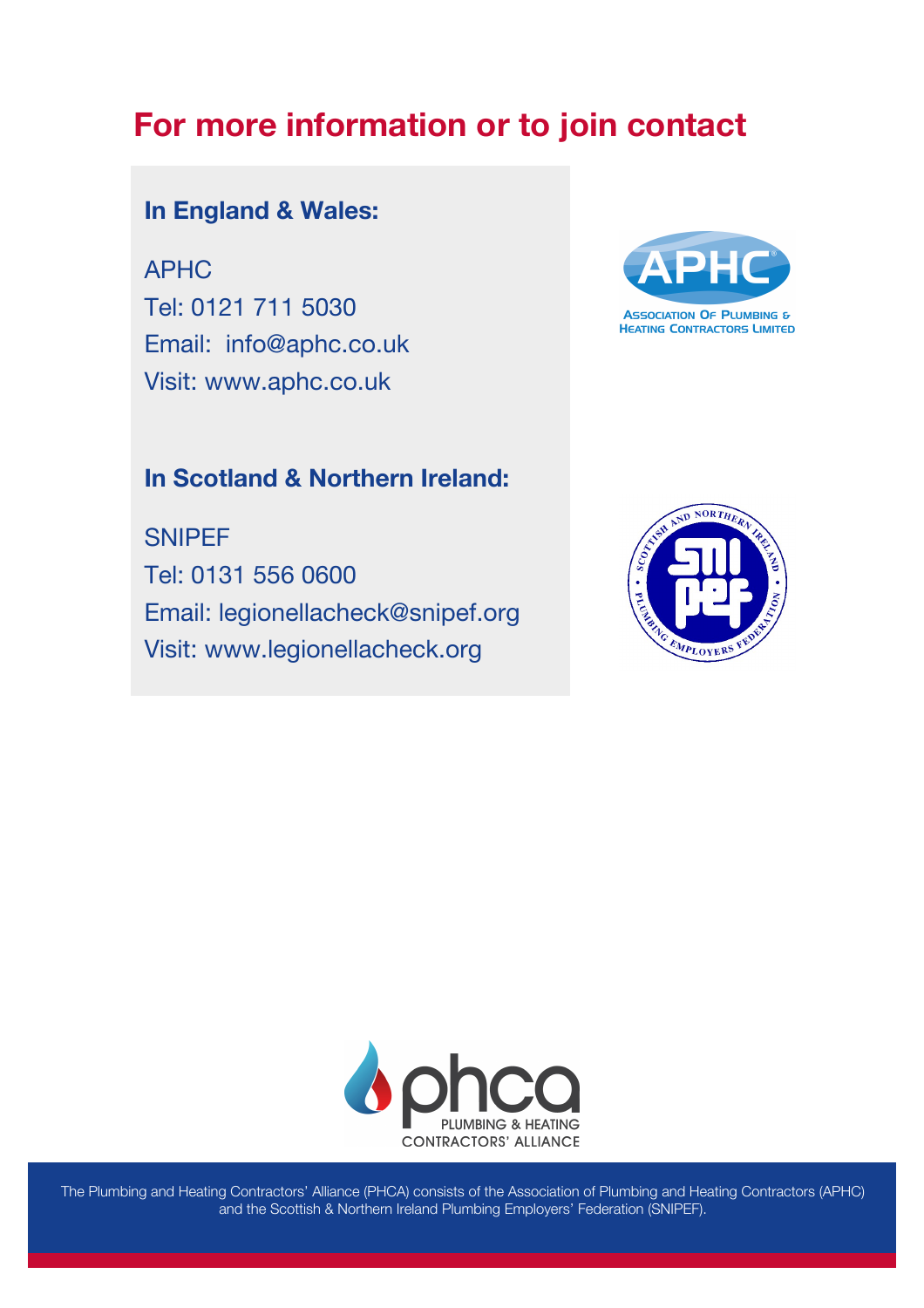# For more information or to join contact

### In England & Wales:

APHC
Tel: 0121 711 5030
Email: info@aphc.co.uk
Visit: www.aphc.co.uk

ASSOCIATION OF PLUMBING & HEATING CONTRACTORS LIMITED

### In Scotland & Northern Ireland:

SNIPEF
Tel: 0131 556 0600
Email: legionellacheck@snipef.org
Visit: www.legionellacheck.org

SCOTTISH AND NORTHERN IRELAND PLUMBING EMPLOYERS FEDERATION

phca
PLUMBING & HEATING CONTRACTORS' ALLIANCE

The Plumbing and Heating Contractors' Alliance (PHCA) consists of the Association of Plumbing and Heating Contractors (APHC) and the Scottish & Northern Ireland Plumbing Employers' Federation (SNIPEF).